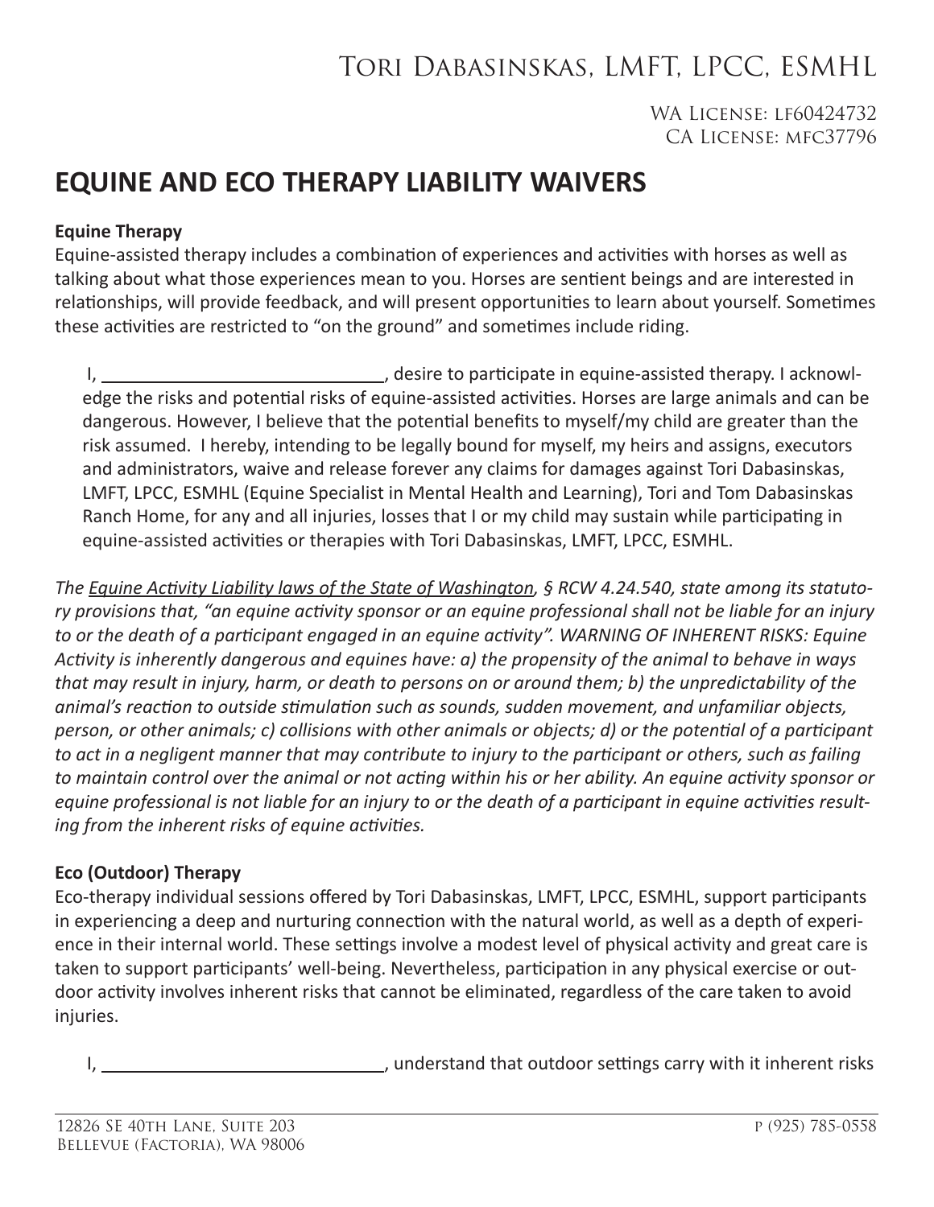# Tori Dabasinskas, LMFT, LPCC, ESMHL

WA License: lf60424732
CA License: mfc37796

## EQUINE AND ECO THERAPY LIABILITY WAIVERS

**Equine Therapy**

Equine-assisted therapy includes a combination of experiences and activities with horses as well as talking about what those experiences mean to you. Horses are sentient beings and are interested in relationships, will provide feedback, and will present opportunities to learn about yourself. Sometimes these activities are restricted to "on the ground" and sometimes include riding.

I, ______________________________, desire to participate in equine-assisted therapy. I acknowledge the risks and potential risks of equine-assisted activities. Horses are large animals and can be dangerous. However, I believe that the potential benefits to myself/my child are greater than the risk assumed. I hereby, intending to be legally bound for myself, my heirs and assigns, executors and administrators, waive and release forever any claims for damages against Tori Dabasinskas, LMFT, LPCC, ESMHL (Equine Specialist in Mental Health and Learning), Tori and Tom Dabasinskas Ranch Home, for any and all injuries, losses that I or my child may sustain while participating in equine-assisted activities or therapies with Tori Dabasinskas, LMFT, LPCC, ESMHL.

*The Equine Activity Liability laws of the State of Washington, § RCW 4.24.540, state among its statutory provisions that, "an equine activity sponsor or an equine professional shall not be liable for an injury to or the death of a participant engaged in an equine activity". WARNING OF INHERENT RISKS: Equine Activity is inherently dangerous and equines have: a) the propensity of the animal to behave in ways that may result in injury, harm, or death to persons on or around them; b) the unpredictability of the animal's reaction to outside stimulation such as sounds, sudden movement, and unfamiliar objects, person, or other animals; c) collisions with other animals or objects; d) or the potential of a participant to act in a negligent manner that may contribute to injury to the participant or others, such as failing to maintain control over the animal or not acting within his or her ability. An equine activity sponsor or equine professional is not liable for an injury to or the death of a participant in equine activities resulting from the inherent risks of equine activities.*

**Eco (Outdoor) Therapy**

Eco-therapy individual sessions offered by Tori Dabasinskas, LMFT, LPCC, ESMHL, support participants in experiencing a deep and nurturing connection with the natural world, as well as a depth of experience in their internal world. These settings involve a modest level of physical activity and great care is taken to support participants' well-being. Nevertheless, participation in any physical exercise or outdoor activity involves inherent risks that cannot be eliminated, regardless of the care taken to avoid injuries.

I, ______________________________, understand that outdoor settings carry with it inherent risks

12826 SE 40th Lane, Suite 203
Bellevue (Factoria), WA 98006

p (925) 785-0558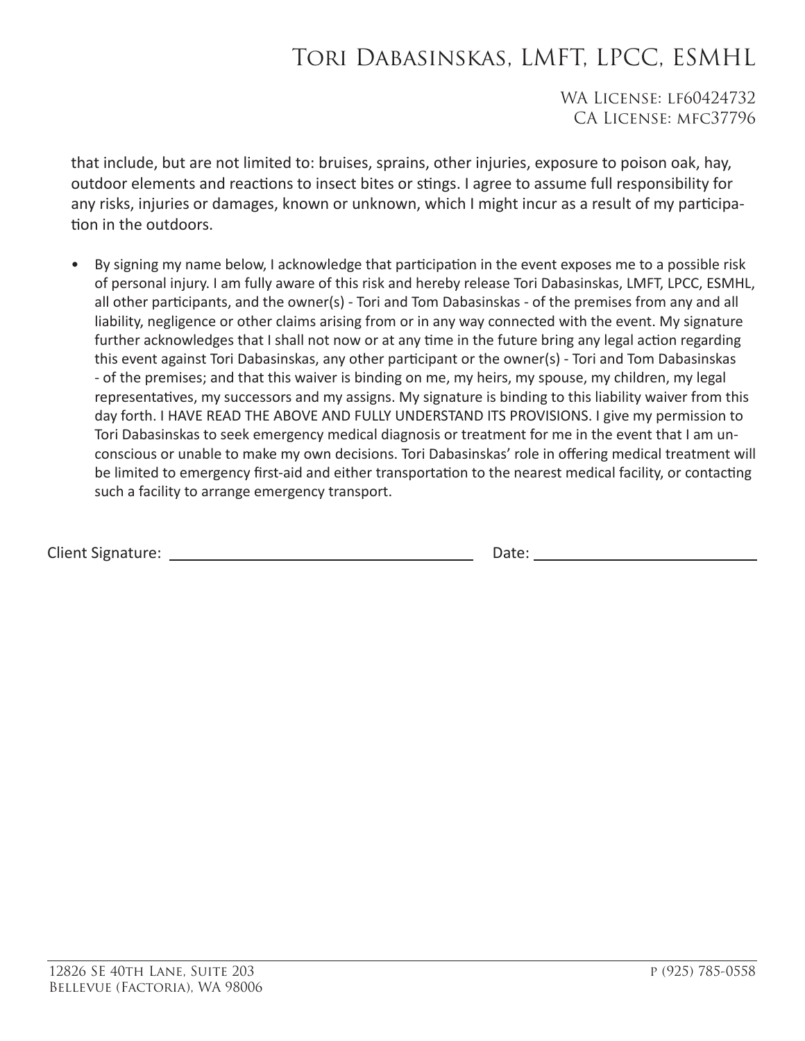that include, but are not limited to: bruises, sprains, other injuries, exposure to poison oak, hay, outdoor elements and reactions to insect bites or stings. I agree to assume full responsibility for any risks, injuries or damages, known or unknown, which I might incur as a result of my participation in the outdoors.

- By signing my name below, I acknowledge that participation in the event exposes me to a possible risk of personal injury. I am fully aware of this risk and hereby release Tori Dabasinskas, LMFT, LPCC, ESMHL, all other participants, and the owner(s) - Tori and Tom Dabasinskas - of the premises from any and all liability, negligence or other claims arising from or in any way connected with the event. My signature further acknowledges that I shall not now or at any time in the future bring any legal action regarding this event against Tori Dabasinskas, any other participant or the owner(s) - Tori and Tom Dabasinskas - of the premises; and that this waiver is binding on me, my heirs, my spouse, my children, my legal representatives, my successors and my assigns. My signature is binding to this liability waiver from this day forth. I HAVE READ THE ABOVE AND FULLY UNDERSTAND ITS PROVISIONS. I give my permission to Tori Dabasinskas to seek emergency medical diagnosis or treatment for me in the event that I am unconscious or unable to make my own decisions. Tori Dabasinskas' role in offering medical treatment will be limited to emergency first-aid and either transportation to the nearest medical facility, or contacting such a facility to arrange emergency transport.

Client Signature: ______________________________ Date: ______________________